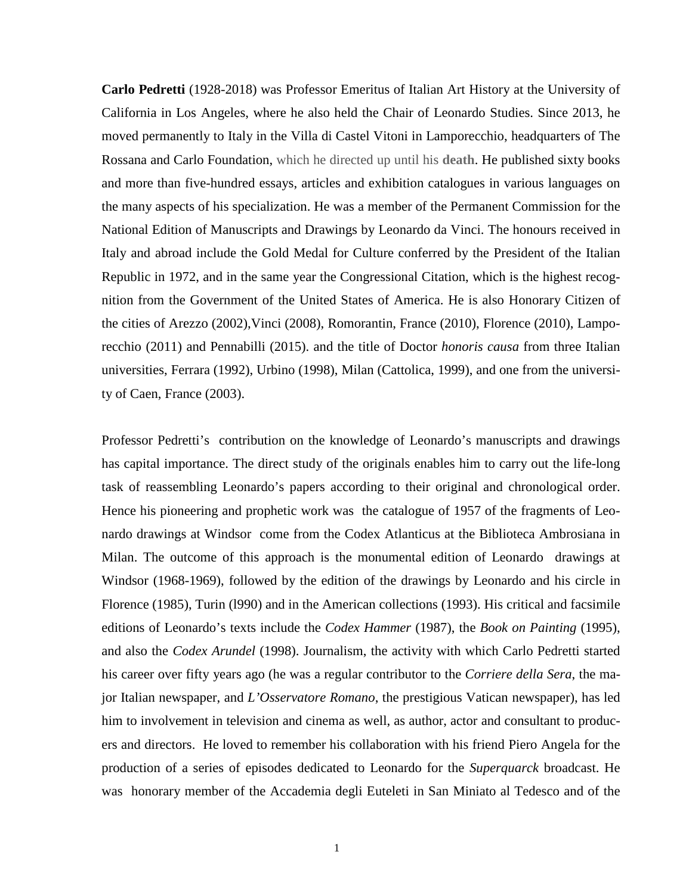**Carlo Pedretti** (1928-2018) was Professor Emeritus of Italian Art History at the University of California in Los Angeles, where he also held the Chair of Leonardo Studies. Since 2013, he moved permanently to Italy in the Villa di Castel Vitoni in Lamporecchio, headquarters of The Rossana and Carlo Foundation, which he directed up until his **death**. He published sixty books and more than five-hundred essays, articles and exhibition catalogues in various languages on the many aspects of his specialization. He was a member of the Permanent Commission for the National Edition of Manuscripts and Drawings by Leonardo da Vinci. The honours received in Italy and abroad include the Gold Medal for Culture conferred by the President of the Italian Republic in 1972, and in the same year the Congressional Citation, which is the highest recognition from the Government of the United States of America. He is also Honorary Citizen of the cities of Arezzo (2002),Vinci (2008), Romorantin, France (2010), Florence (2010), Lamporecchio (2011) and Pennabilli (2015). and the title of Doctor *honoris causa* from three Italian universities, Ferrara (1992), Urbino (1998), Milan (Cattolica, 1999), and one from the university of Caen, France (2003).

Professor Pedretti's contribution on the knowledge of Leonardo's manuscripts and drawings has capital importance. The direct study of the originals enables him to carry out the life-long task of reassembling Leonardo's papers according to their original and chronological order. Hence his pioneering and prophetic work was the catalogue of 1957 of the fragments of Leonardo drawings at Windsor come from the Codex Atlanticus at the Biblioteca Ambrosiana in Milan. The outcome of this approach is the monumental edition of Leonardo drawings at Windsor (1968-1969), followed by the edition of the drawings by Leonardo and his circle in Florence (1985), Turin (l990) and in the American collections (1993). His critical and facsimile editions of Leonardo's texts include the *Codex Hammer* (1987), the *Book on Painting* (1995), and also the *Codex Arundel* (1998). Journalism, the activity with which Carlo Pedretti started his career over fifty years ago (he was a regular contributor to the *Corriere della Sera*, the major Italian newspaper, and *L'Osservatore Romano*, the prestigious Vatican newspaper), has led him to involvement in television and cinema as well, as author, actor and consultant to producers and directors. He loved to remember his collaboration with his friend Piero Angela for the production of a series of episodes dedicated to Leonardo for the *Superquarck* broadcast. He was honorary member of the Accademia degli Euteleti in San Miniato al Tedesco and of the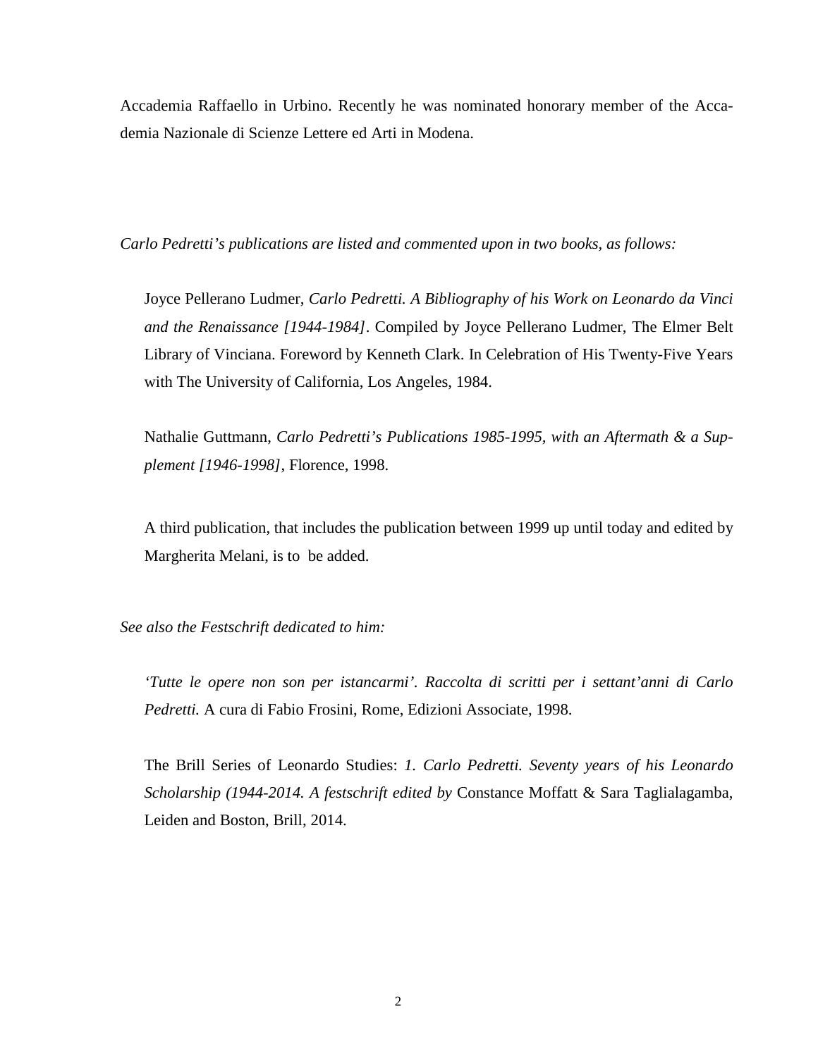Accademia Raffaello in Urbino. Recently he was nominated honorary member of the Accademia Nazionale di Scienze Lettere ed Arti in Modena.

*Carlo Pedretti's publications are listed and commented upon in two books, as follows:*

Joyce Pellerano Ludmer, *Carlo Pedretti. A Bibliography of his Work on Leonardo da Vinci and the Renaissance [1944-1984]*. Compiled by Joyce Pellerano Ludmer, The Elmer Belt Library of Vinciana. Foreword by Kenneth Clark. In Celebration of His Twenty-Five Years with The University of California, Los Angeles, 1984.

Nathalie Guttmann, *Carlo Pedretti's Publications 1985-1995, with an Aftermath & a Supplement [1946-1998]*, Florence, 1998.

A third publication, that includes the publication between 1999 up until today and edited by Margherita Melani, is to be added.

*See also the Festschrift dedicated to him:*

*'Tutte le opere non son per istancarmi'. Raccolta di scritti per i settant'anni di Carlo Pedretti.* A cura di Fabio Frosini, Rome, Edizioni Associate, 1998.

The Brill Series of Leonardo Studies: *1. Carlo Pedretti. Seventy years of his Leonardo Scholarship (1944-2014. A festschrift edited by* Constance Moffatt & Sara Taglialagamba, Leiden and Boston, Brill, 2014.